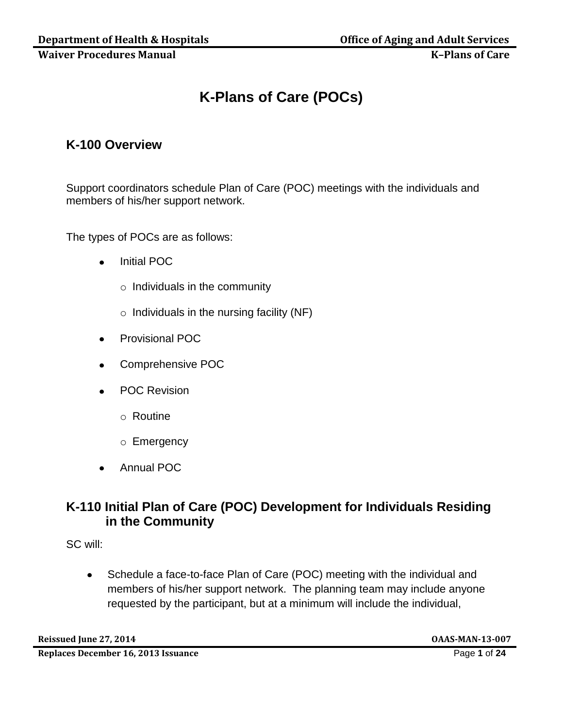# K-Plans of Care (POCs)

## K-100 Overview

Support coordinators schedule Plan of Care (POC) meetings with the individuals and members of his/her support network.

The types of POCs are as follows:

- Initial POC
  - Individuals in the community
  - Individuals in the nursing facility (NF)
- Provisional POC
- Comprehensive POC
- POC Revision
  - Routine
  - Emergency
- Annual POC

## K-110 Initial Plan of Care (POC) Development for Individuals Residing in the Community

SC will:

- Schedule a face-to-face Plan of Care (POC) meeting with the individual and members of his/her support network. The planning team may include anyone requested by the participant, but at a minimum will include the individual,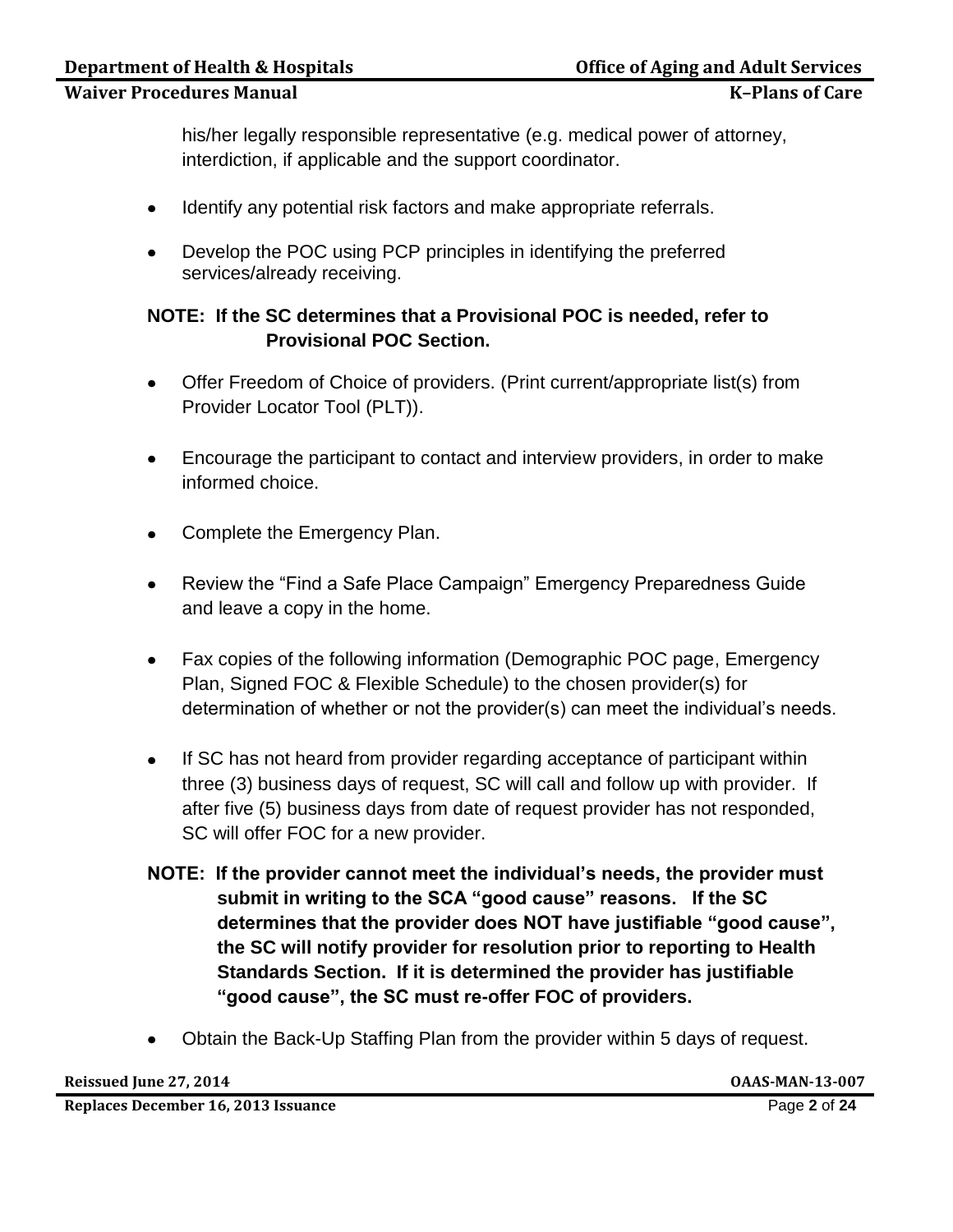his/her legally responsible representative (e.g. medical power of attorney, interdiction, if applicable and the support coordinator.

- Identify any potential risk factors and make appropriate referrals.
- Develop the POC using PCP principles in identifying the preferred services/already receiving.

**NOTE: If the SC determines that a Provisional POC is needed, refer to Provisional POC Section.**

- Offer Freedom of Choice of providers. (Print current/appropriate list(s) from Provider Locator Tool (PLT)).
- Encourage the participant to contact and interview providers, in order to make informed choice.
- Complete the Emergency Plan.
- Review the "Find a Safe Place Campaign" Emergency Preparedness Guide and leave a copy in the home.
- Fax copies of the following information (Demographic POC page, Emergency Plan, Signed FOC & Flexible Schedule) to the chosen provider(s) for determination of whether or not the provider(s) can meet the individual's needs.
- If SC has not heard from provider regarding acceptance of participant within three (3) business days of request, SC will call and follow up with provider. If after five (5) business days from date of request provider has not responded, SC will offer FOC for a new provider.

**NOTE: If the provider cannot meet the individual's needs, the provider must submit in writing to the SCA "good cause" reasons. If the SC determines that the provider does NOT have justifiable "good cause", the SC will notify provider for resolution prior to reporting to Health Standards Section. If it is determined the provider has justifiable "good cause", the SC must re-offer FOC of providers.**

- Obtain the Back-Up Staffing Plan from the provider within 5 days of request.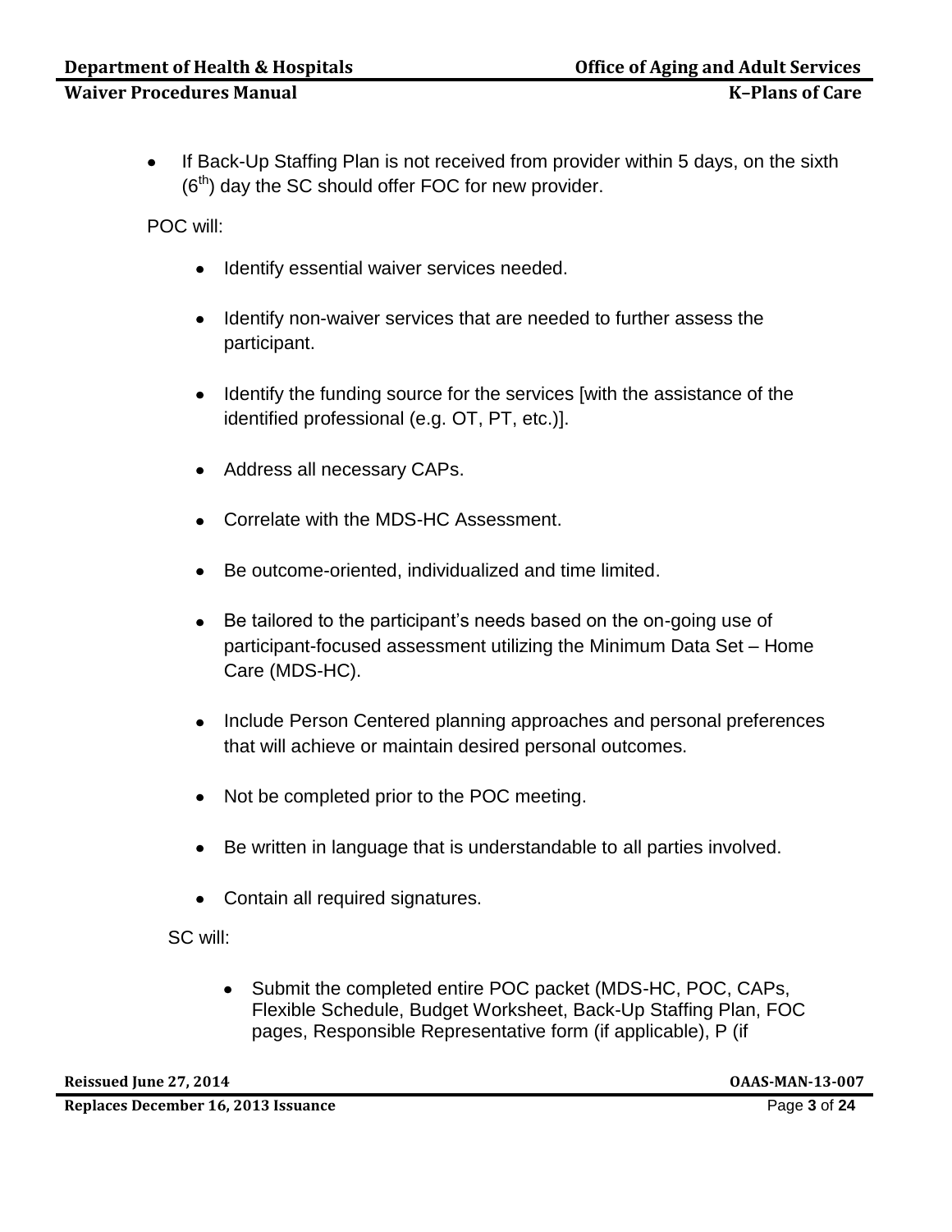- If Back-Up Staffing Plan is not received from provider within 5 days, on the sixth ($6^{th}$) day the SC should offer FOC for new provider.

POC will:

- Identify essential waiver services needed.
- Identify non-waiver services that are needed to further assess the participant.
- Identify the funding source for the services [with the assistance of the identified professional (e.g. OT, PT, etc.)].
- Address all necessary CAPs.
- Correlate with the MDS-HC Assessment.
- Be outcome-oriented, individualized and time limited.
- Be tailored to the participant's needs based on the on-going use of participant-focused assessment utilizing the Minimum Data Set – Home Care (MDS-HC).
- Include Person Centered planning approaches and personal preferences that will achieve or maintain desired personal outcomes.
- Not be completed prior to the POC meeting.
- Be written in language that is understandable to all parties involved.
- Contain all required signatures.

SC will:

- Submit the completed entire POC packet (MDS-HC, POC, CAPs, Flexible Schedule, Budget Worksheet, Back-Up Staffing Plan, FOC pages, Responsible Representative form (if applicable), P (if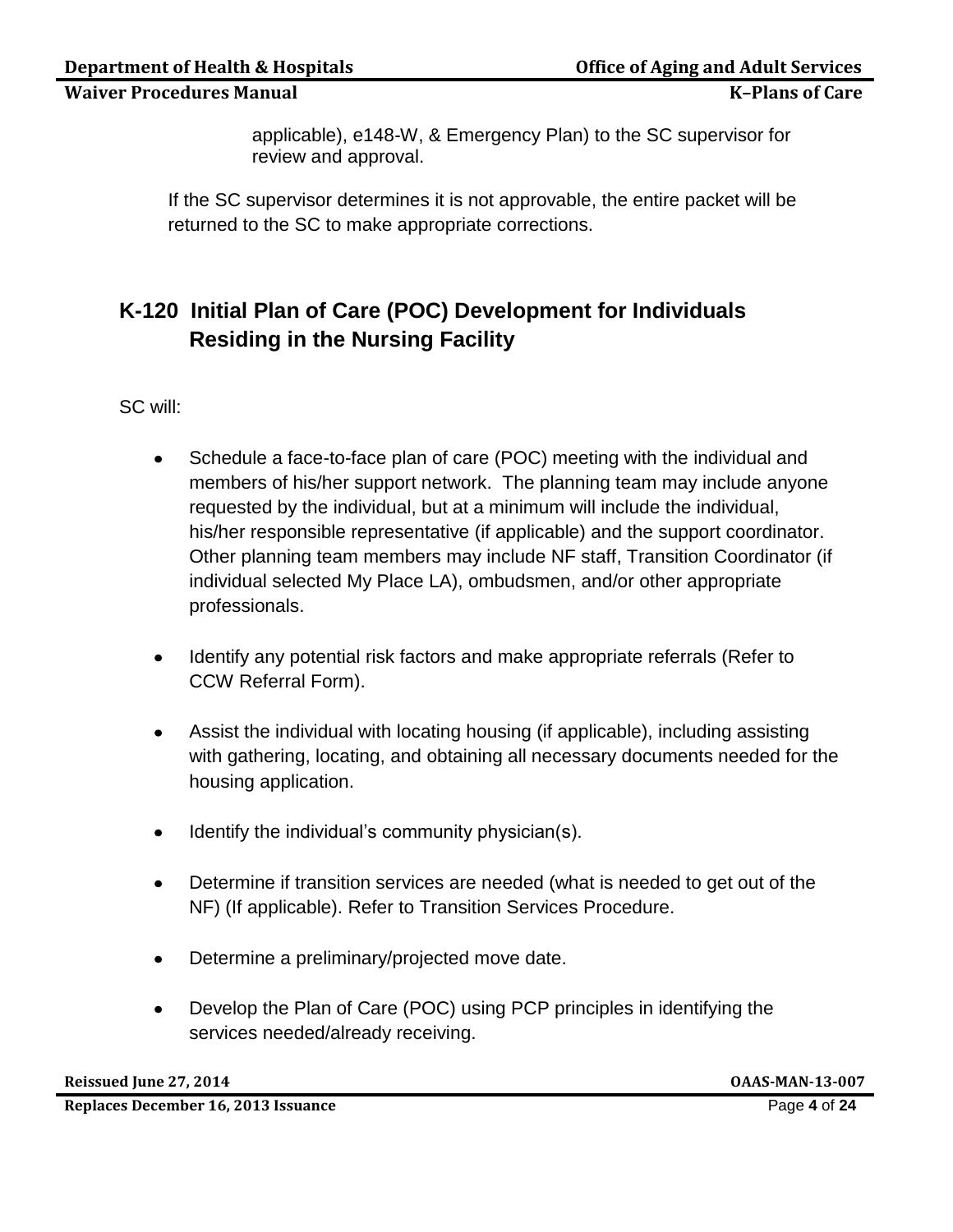applicable), e148-W, & Emergency Plan) to the SC supervisor for review and approval.

If the SC supervisor determines it is not approvable, the entire packet will be returned to the SC to make appropriate corrections.

## K-120 Initial Plan of Care (POC) Development for Individuals Residing in the Nursing Facility

SC will:

- Schedule a face-to-face plan of care (POC) meeting with the individual and members of his/her support network. The planning team may include anyone requested by the individual, but at a minimum will include the individual, his/her responsible representative (if applicable) and the support coordinator. Other planning team members may include NF staff, Transition Coordinator (if individual selected My Place LA), ombudsmen, and/or other appropriate professionals.

- Identify any potential risk factors and make appropriate referrals (Refer to CCW Referral Form).

- Assist the individual with locating housing (if applicable), including assisting with gathering, locating, and obtaining all necessary documents needed for the housing application.

- Identify the individual's community physician(s).

- Determine if transition services are needed (what is needed to get out of the NF) (If applicable). Refer to Transition Services Procedure.

- Determine a preliminary/projected move date.

- Develop the Plan of Care (POC) using PCP principles in identifying the services needed/already receiving.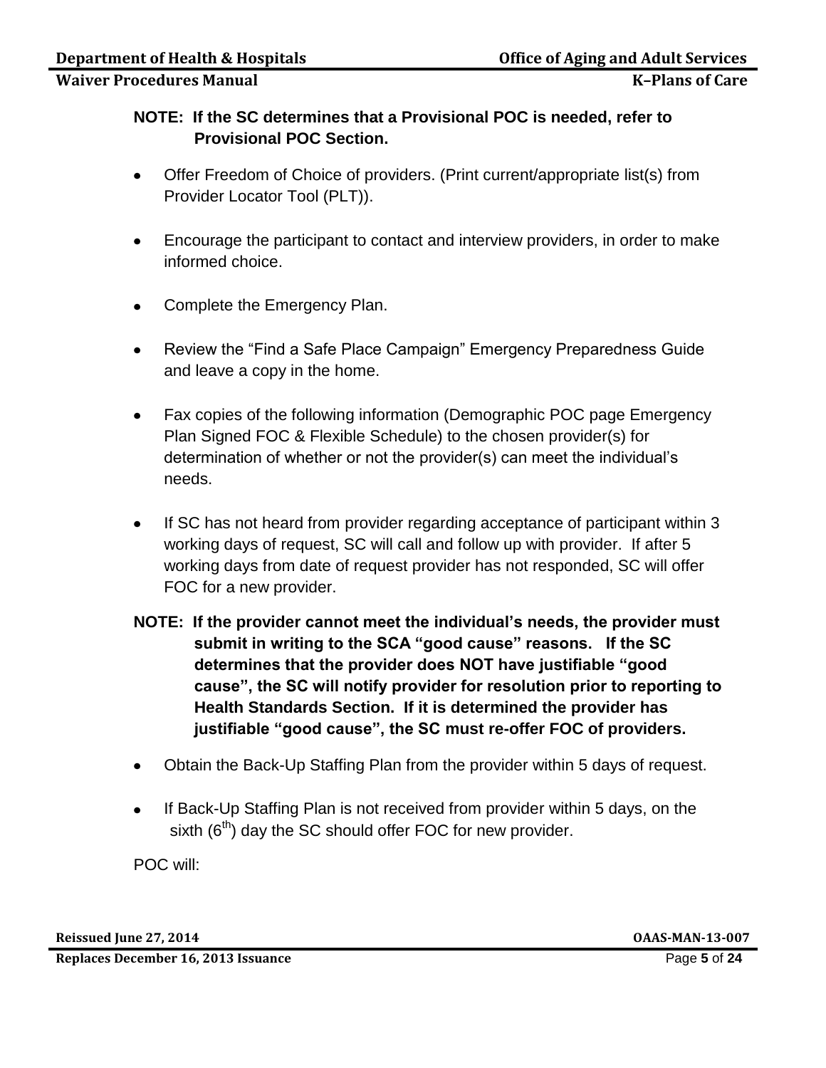**NOTE: If the SC determines that a Provisional POC is needed, refer to Provisional POC Section.**

- Offer Freedom of Choice of providers. (Print current/appropriate list(s) from Provider Locator Tool (PLT)).
- Encourage the participant to contact and interview providers, in order to make informed choice.
- Complete the Emergency Plan.
- Review the "Find a Safe Place Campaign" Emergency Preparedness Guide and leave a copy in the home.
- Fax copies of the following information (Demographic POC page Emergency Plan Signed FOC & Flexible Schedule) to the chosen provider(s) for determination of whether or not the provider(s) can meet the individual's needs.
- If SC has not heard from provider regarding acceptance of participant within 3 working days of request, SC will call and follow up with provider. If after 5 working days from date of request provider has not responded, SC will offer FOC for a new provider.

**NOTE: If the provider cannot meet the individual's needs, the provider must submit in writing to the SCA "good cause" reasons. If the SC determines that the provider does NOT have justifiable "good cause", the SC will notify provider for resolution prior to reporting to Health Standards Section. If it is determined the provider has justifiable "good cause", the SC must re-offer FOC of providers.**

- Obtain the Back-Up Staffing Plan from the provider within 5 days of request.
- If Back-Up Staffing Plan is not received from provider within 5 days, on the sixth (6th) day the SC should offer FOC for new provider.

POC will: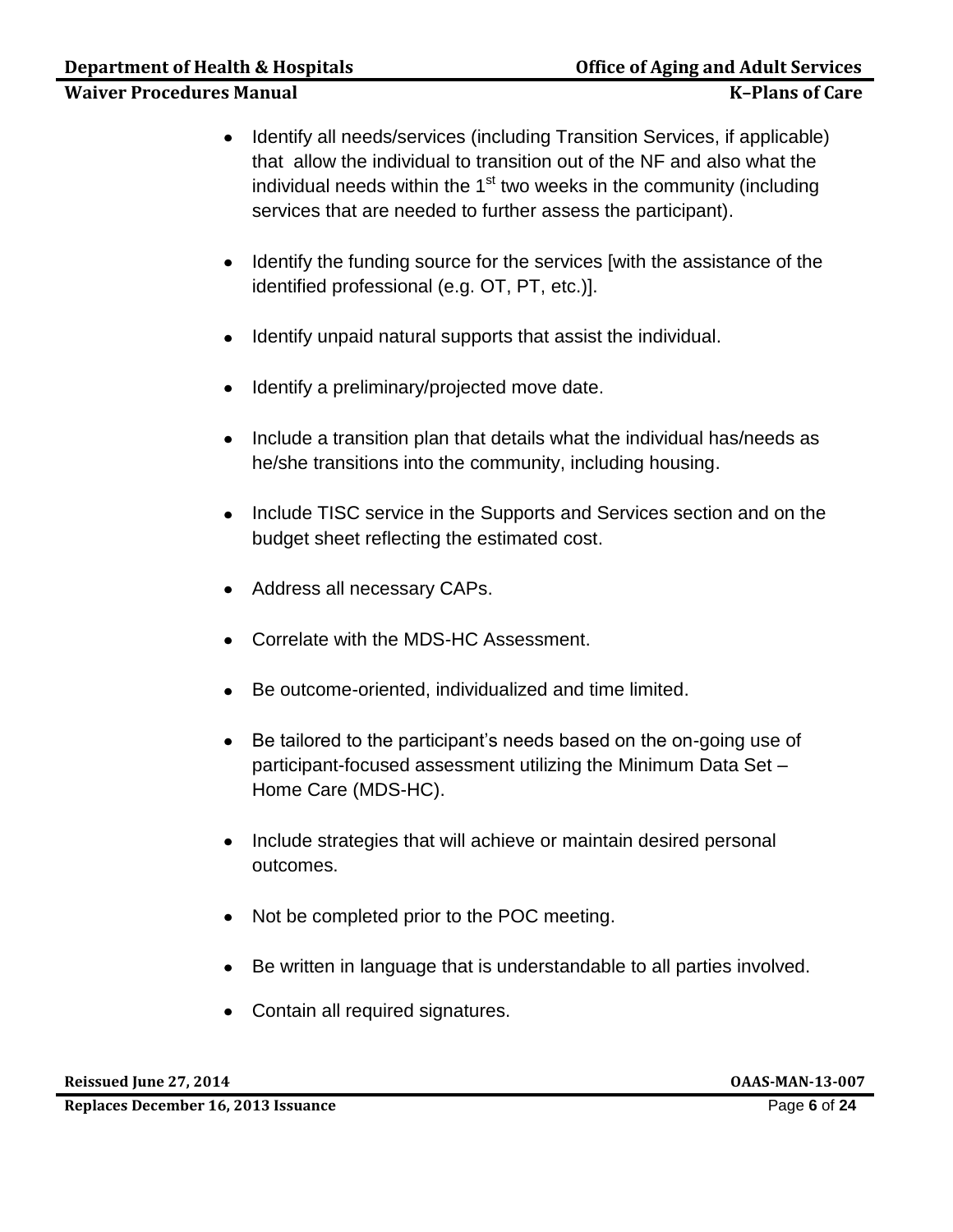- Identify all needs/services (including Transition Services, if applicable) that allow the individual to transition out of the NF and also what the individual needs within the 1st two weeks in the community (including services that are needed to further assess the participant).

- Identify the funding source for the services [with the assistance of the identified professional (e.g. OT, PT, etc.)].

- Identify unpaid natural supports that assist the individual.

- Identify a preliminary/projected move date.

- Include a transition plan that details what the individual has/needs as he/she transitions into the community, including housing.

- Include TISC service in the Supports and Services section and on the budget sheet reflecting the estimated cost.

- Address all necessary CAPs.

- Correlate with the MDS-HC Assessment.

- Be outcome-oriented, individualized and time limited.

- Be tailored to the participant's needs based on the on-going use of participant-focused assessment utilizing the Minimum Data Set – Home Care (MDS-HC).

- Include strategies that will achieve or maintain desired personal outcomes.

- Not be completed prior to the POC meeting.

- Be written in language that is understandable to all parties involved.

- Contain all required signatures.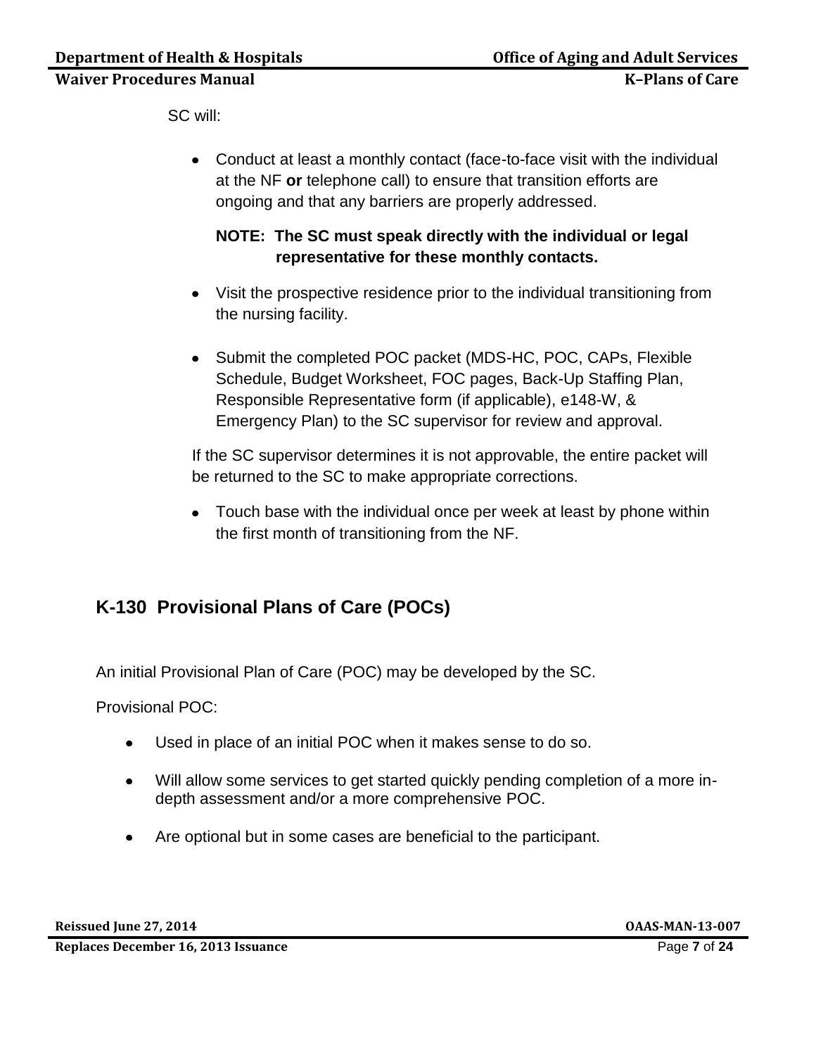SC will:

- Conduct at least a monthly contact (face-to-face visit with the individual at the NF **or** telephone call) to ensure that transition efforts are ongoing and that any barriers are properly addressed.

  **NOTE: The SC must speak directly with the individual or legal representative for these monthly contacts.**

- Visit the prospective residence prior to the individual transitioning from the nursing facility.

- Submit the completed POC packet (MDS-HC, POC, CAPs, Flexible Schedule, Budget Worksheet, FOC pages, Back-Up Staffing Plan, Responsible Representative form (if applicable), e148-W, & Emergency Plan) to the SC supervisor for review and approval.

  If the SC supervisor determines it is not approvable, the entire packet will be returned to the SC to make appropriate corrections.

- Touch base with the individual once per week at least by phone within the first month of transitioning from the NF.

## K-130 Provisional Plans of Care (POCs)

An initial Provisional Plan of Care (POC) may be developed by the SC.

Provisional POC:

- Used in place of an initial POC when it makes sense to do so.
- Will allow some services to get started quickly pending completion of a more in-depth assessment and/or a more comprehensive POC.
- Are optional but in some cases are beneficial to the participant.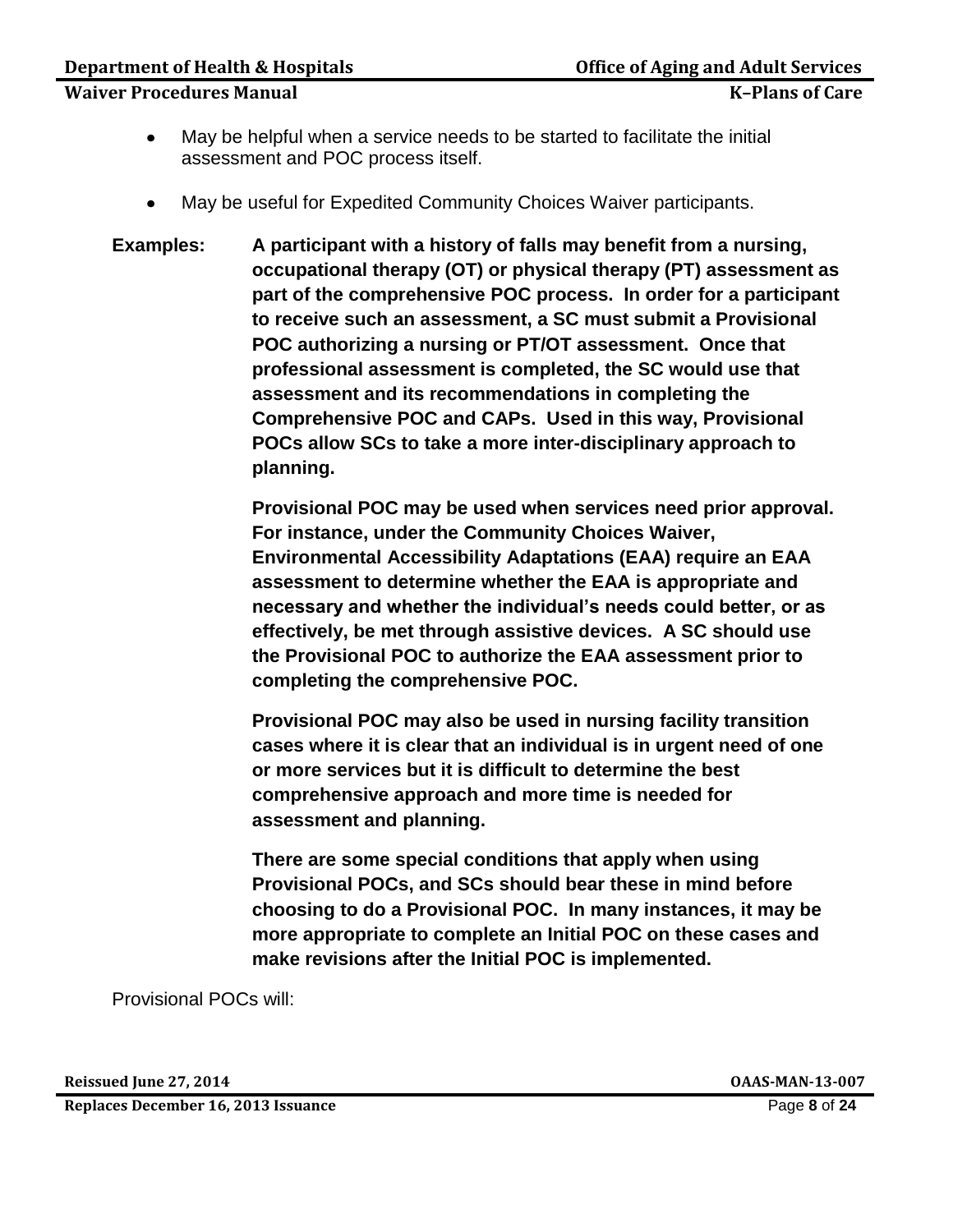- May be helpful when a service needs to be started to facilitate the initial assessment and POC process itself.

- May be useful for Expedited Community Choices Waiver participants.

**Examples:** **A participant with a history of falls may benefit from a nursing, occupational therapy (OT) or physical therapy (PT) assessment as part of the comprehensive POC process. In order for a participant to receive such an assessment, a SC must submit a Provisional POC authorizing a nursing or PT/OT assessment. Once that professional assessment is completed, the SC would use that assessment and its recommendations in completing the Comprehensive POC and CAPs. Used in this way, Provisional POCs allow SCs to take a more inter-disciplinary approach to planning.**

**Provisional POC may be used when services need prior approval. For instance, under the Community Choices Waiver, Environmental Accessibility Adaptations (EAA) require an EAA assessment to determine whether the EAA is appropriate and necessary and whether the individual's needs could better, or as effectively, be met through assistive devices. A SC should use the Provisional POC to authorize the EAA assessment prior to completing the comprehensive POC.**

**Provisional POC may also be used in nursing facility transition cases where it is clear that an individual is in urgent need of one or more services but it is difficult to determine the best comprehensive approach and more time is needed for assessment and planning.**

**There are some special conditions that apply when using Provisional POCs, and SCs should bear these in mind before choosing to do a Provisional POC. In many instances, it may be more appropriate to complete an Initial POC on these cases and make revisions after the Initial POC is implemented.**

Provisional POCs will: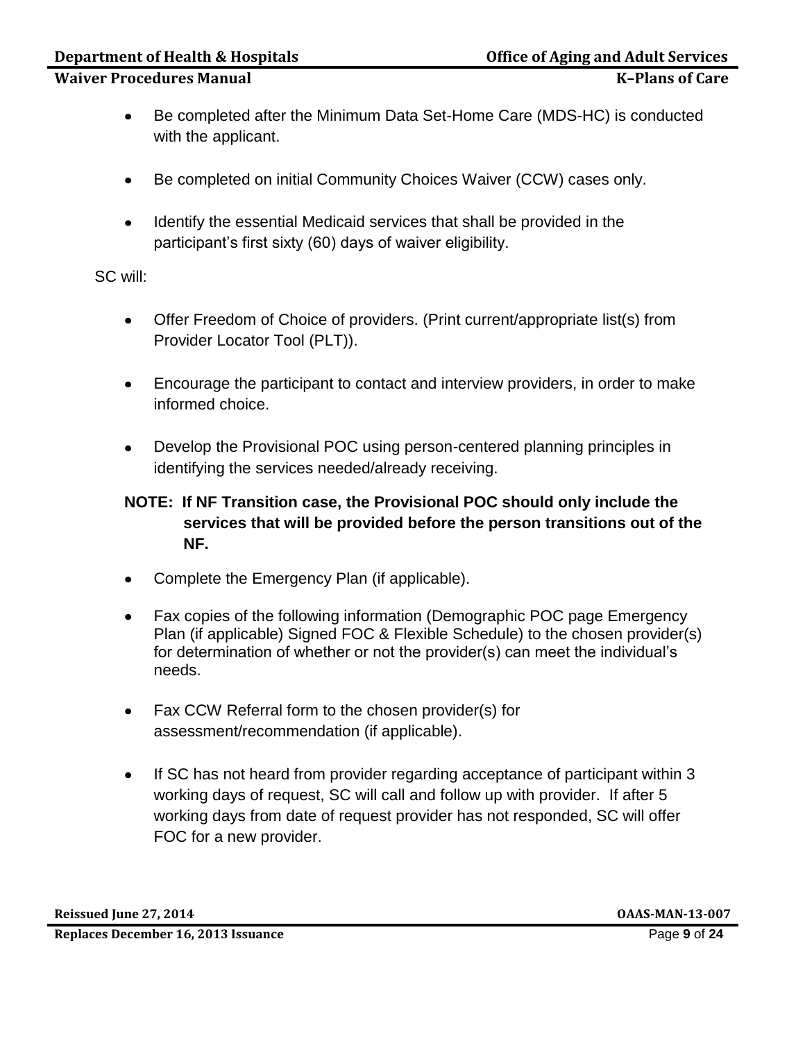- Be completed after the Minimum Data Set-Home Care (MDS-HC) is conducted with the applicant.
- Be completed on initial Community Choices Waiver (CCW) cases only.
- Identify the essential Medicaid services that shall be provided in the participant's first sixty (60) days of waiver eligibility.

SC will:

- Offer Freedom of Choice of providers. (Print current/appropriate list(s) from Provider Locator Tool (PLT)).
- Encourage the participant to contact and interview providers, in order to make informed choice.
- Develop the Provisional POC using person-centered planning principles in identifying the services needed/already receiving.

**NOTE: If NF Transition case, the Provisional POC should only include the services that will be provided before the person transitions out of the NF.**

- Complete the Emergency Plan (if applicable).
- Fax copies of the following information (Demographic POC page Emergency Plan (if applicable) Signed FOC & Flexible Schedule) to the chosen provider(s) for determination of whether or not the provider(s) can meet the individual's needs.
- Fax CCW Referral form to the chosen provider(s) for assessment/recommendation (if applicable).
- If SC has not heard from provider regarding acceptance of participant within 3 working days of request, SC will call and follow up with provider. If after 5 working days from date of request provider has not responded, SC will offer FOC for a new provider.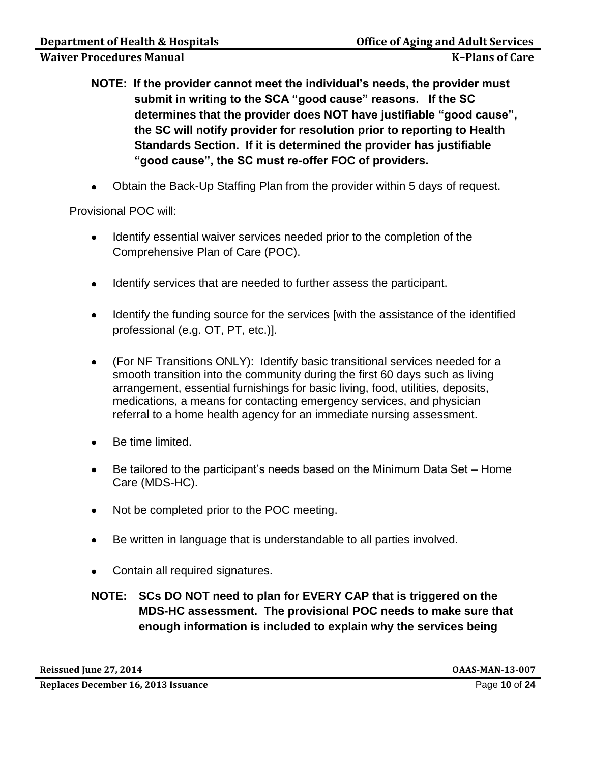**NOTE: If the provider cannot meet the individual's needs, the provider must submit in writing to the SCA "good cause" reasons. If the SC determines that the provider does NOT have justifiable "good cause", the SC will notify provider for resolution prior to reporting to Health Standards Section. If it is determined the provider has justifiable "good cause", the SC must re-offer FOC of providers.**

- Obtain the Back-Up Staffing Plan from the provider within 5 days of request.

Provisional POC will:

- Identify essential waiver services needed prior to the completion of the Comprehensive Plan of Care (POC).
- Identify services that are needed to further assess the participant.
- Identify the funding source for the services [with the assistance of the identified professional (e.g. OT, PT, etc.)].
- (For NF Transitions ONLY): Identify basic transitional services needed for a smooth transition into the community during the first 60 days such as living arrangement, essential furnishings for basic living, food, utilities, deposits, medications, a means for contacting emergency services, and physician referral to a home health agency for an immediate nursing assessment.
- Be time limited.
- Be tailored to the participant's needs based on the Minimum Data Set – Home Care (MDS-HC).
- Not be completed prior to the POC meeting.
- Be written in language that is understandable to all parties involved.
- Contain all required signatures.

**NOTE: SCs DO NOT need to plan for EVERY CAP that is triggered on the MDS-HC assessment. The provisional POC needs to make sure that enough information is included to explain why the services being**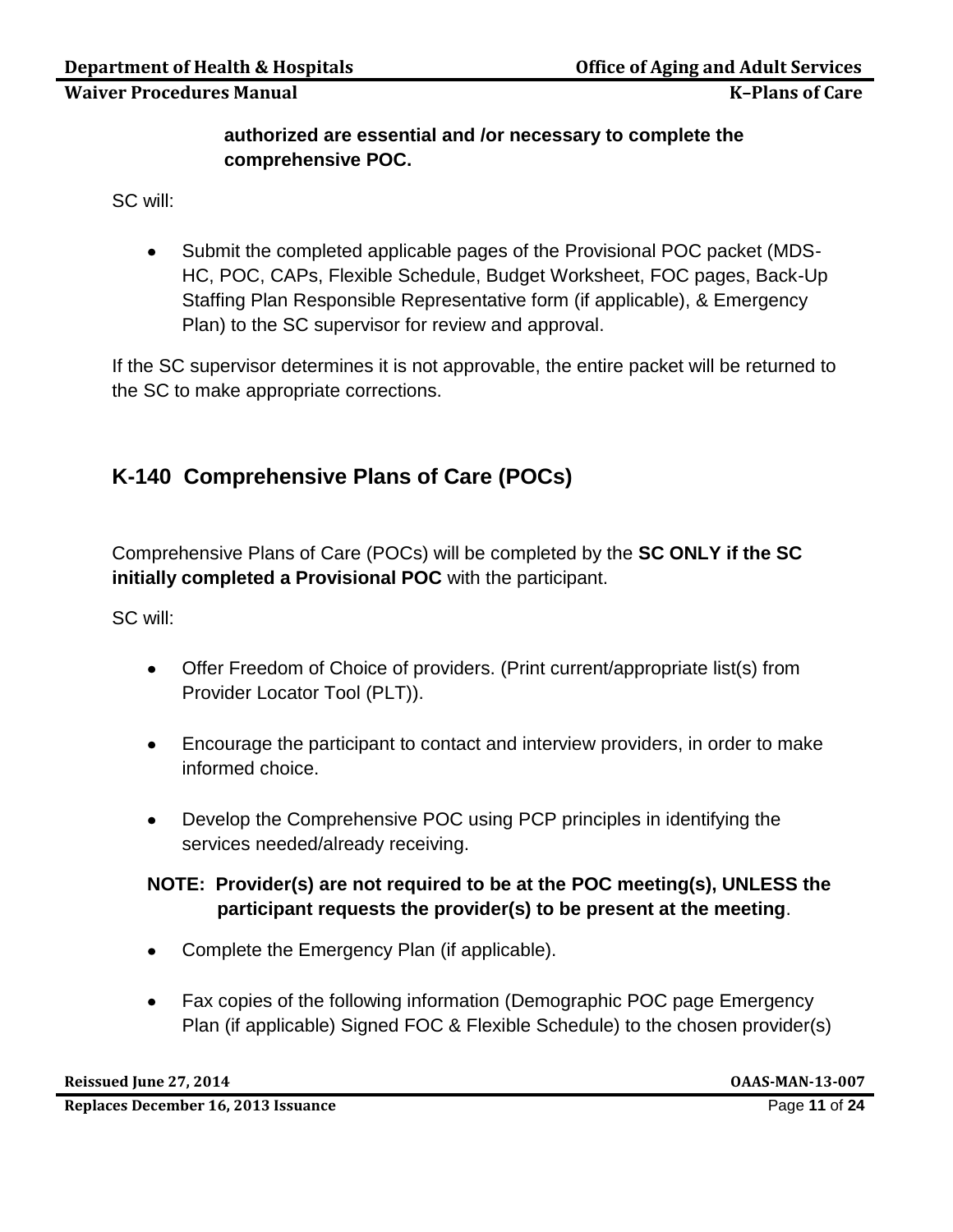**authorized are essential and /or necessary to complete the comprehensive POC.**

SC will:

- Submit the completed applicable pages of the Provisional POC packet (MDS-HC, POC, CAPs, Flexible Schedule, Budget Worksheet, FOC pages, Back-Up Staffing Plan Responsible Representative form (if applicable), & Emergency Plan) to the SC supervisor for review and approval.

If the SC supervisor determines it is not approvable, the entire packet will be returned to the SC to make appropriate corrections.

## K-140 Comprehensive Plans of Care (POCs)

Comprehensive Plans of Care (POCs) will be completed by the **SC ONLY if the SC initially completed a Provisional POC** with the participant.

SC will:

- Offer Freedom of Choice of providers. (Print current/appropriate list(s) from Provider Locator Tool (PLT)).
- Encourage the participant to contact and interview providers, in order to make informed choice.
- Develop the Comprehensive POC using PCP principles in identifying the services needed/already receiving.

**NOTE: Provider(s) are not required to be at the POC meeting(s), UNLESS the participant requests the provider(s) to be present at the meeting**.

- Complete the Emergency Plan (if applicable).
- Fax copies of the following information (Demographic POC page Emergency Plan (if applicable) Signed FOC & Flexible Schedule) to the chosen provider(s)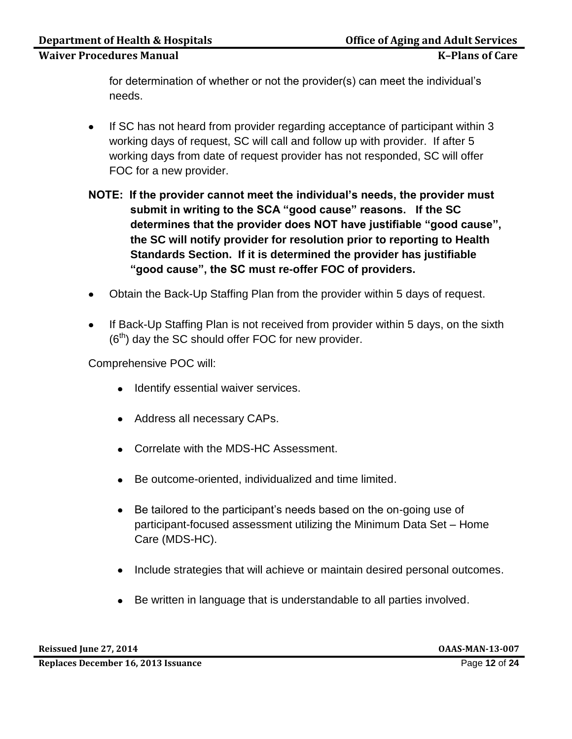for determination of whether or not the provider(s) can meet the individual's needs.

- If SC has not heard from provider regarding acceptance of participant within 3 working days of request, SC will call and follow up with provider. If after 5 working days from date of request provider has not responded, SC will offer FOC for a new provider.

**NOTE: If the provider cannot meet the individual's needs, the provider must submit in writing to the SCA "good cause" reasons. If the SC determines that the provider does NOT have justifiable "good cause", the SC will notify provider for resolution prior to reporting to Health Standards Section. If it is determined the provider has justifiable "good cause", the SC must re-offer FOC of providers.**

- Obtain the Back-Up Staffing Plan from the provider within 5 days of request.
- If Back-Up Staffing Plan is not received from provider within 5 days, on the sixth (6th) day the SC should offer FOC for new provider.

Comprehensive POC will:

- Identify essential waiver services.
- Address all necessary CAPs.
- Correlate with the MDS-HC Assessment.
- Be outcome-oriented, individualized and time limited.
- Be tailored to the participant's needs based on the on-going use of participant-focused assessment utilizing the Minimum Data Set – Home Care (MDS-HC).
- Include strategies that will achieve or maintain desired personal outcomes.
- Be written in language that is understandable to all parties involved.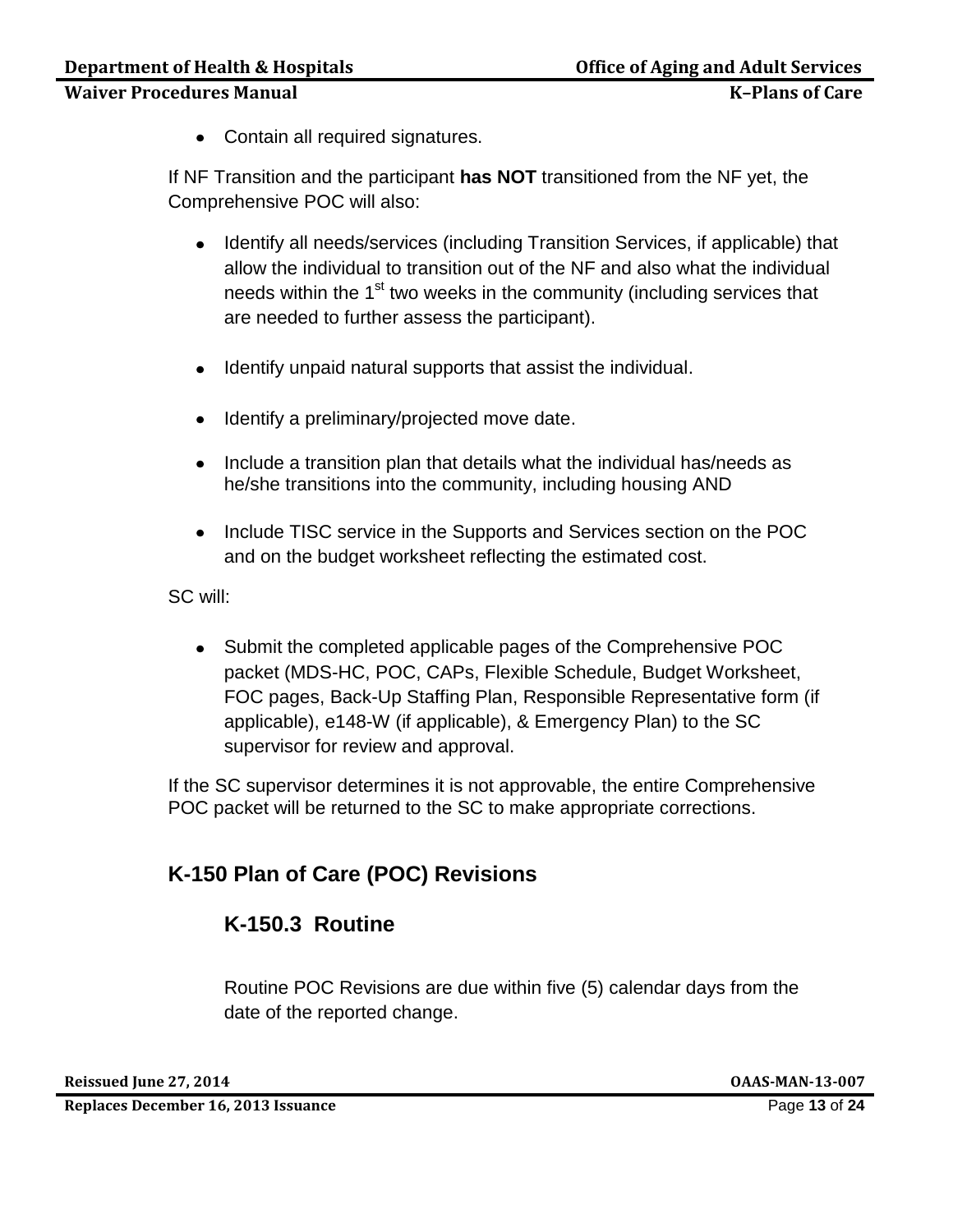- Contain all required signatures.

If NF Transition and the participant **has NOT** transitioned from the NF yet, the Comprehensive POC will also:

- Identify all needs/services (including Transition Services, if applicable) that allow the individual to transition out of the NF and also what the individual needs within the 1st two weeks in the community (including services that are needed to further assess the participant).

- Identify unpaid natural supports that assist the individual.

- Identify a preliminary/projected move date.

- Include a transition plan that details what the individual has/needs as he/she transitions into the community, including housing AND

- Include TISC service in the Supports and Services section on the POC and on the budget worksheet reflecting the estimated cost.

SC will:

- Submit the completed applicable pages of the Comprehensive POC packet (MDS-HC, POC, CAPs, Flexible Schedule, Budget Worksheet, FOC pages, Back-Up Staffing Plan, Responsible Representative form (if applicable), e148-W (if applicable), & Emergency Plan) to the SC supervisor for review and approval.

If the SC supervisor determines it is not approvable, the entire Comprehensive POC packet will be returned to the SC to make appropriate corrections.

## K-150 Plan of Care (POC) Revisions

### K-150.3 Routine

Routine POC Revisions are due within five (5) calendar days from the date of the reported change.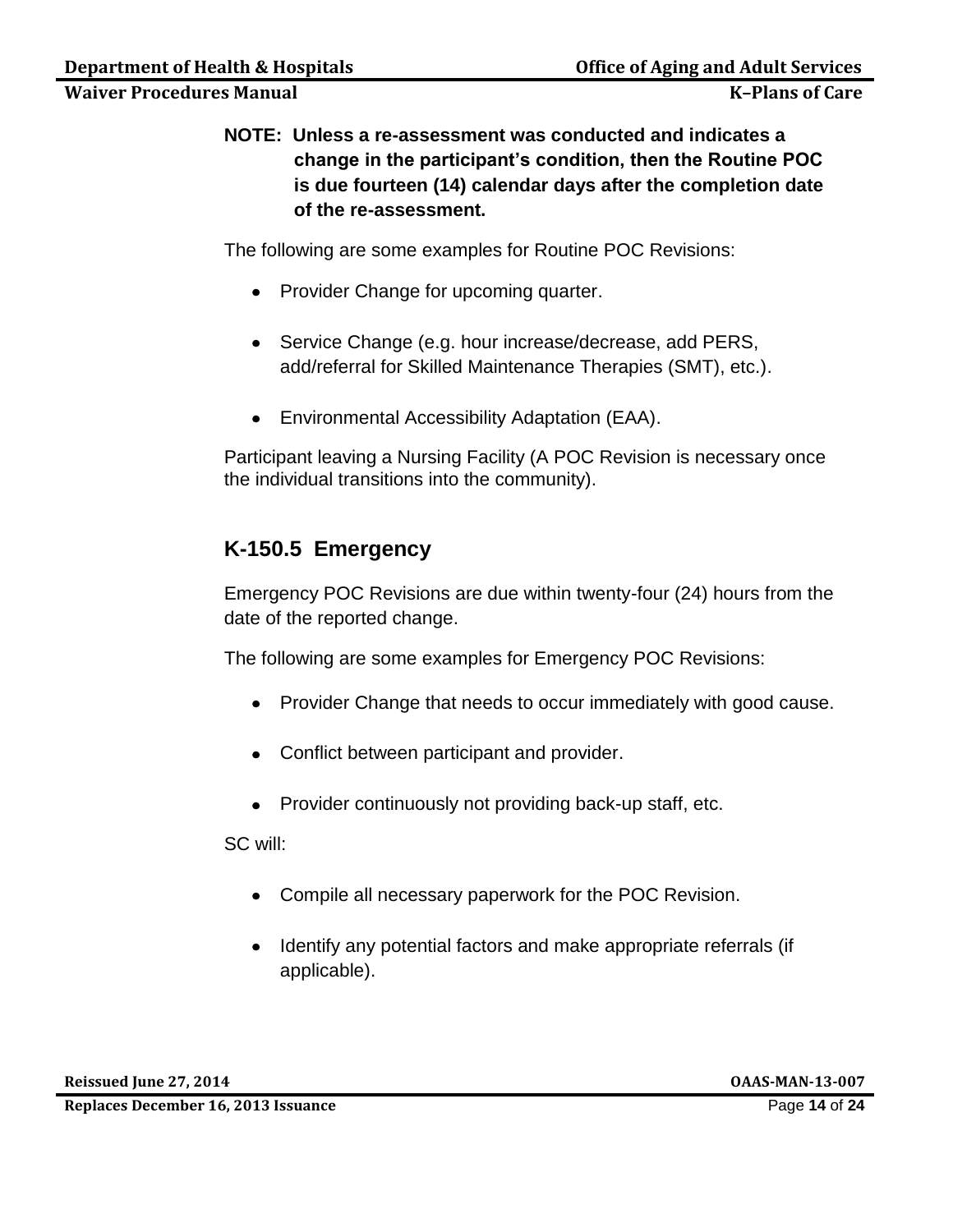**NOTE: Unless a re-assessment was conducted and indicates a change in the participant's condition, then the Routine POC is due fourteen (14) calendar days after the completion date of the re-assessment.**

The following are some examples for Routine POC Revisions:

- Provider Change for upcoming quarter.
- Service Change (e.g. hour increase/decrease, add PERS, add/referral for Skilled Maintenance Therapies (SMT), etc.).
- Environmental Accessibility Adaptation (EAA).

Participant leaving a Nursing Facility (A POC Revision is necessary once the individual transitions into the community).

## K-150.5 Emergency

Emergency POC Revisions are due within twenty-four (24) hours from the date of the reported change.

The following are some examples for Emergency POC Revisions:

- Provider Change that needs to occur immediately with good cause.
- Conflict between participant and provider.
- Provider continuously not providing back-up staff, etc.

SC will:

- Compile all necessary paperwork for the POC Revision.
- Identify any potential factors and make appropriate referrals (if applicable).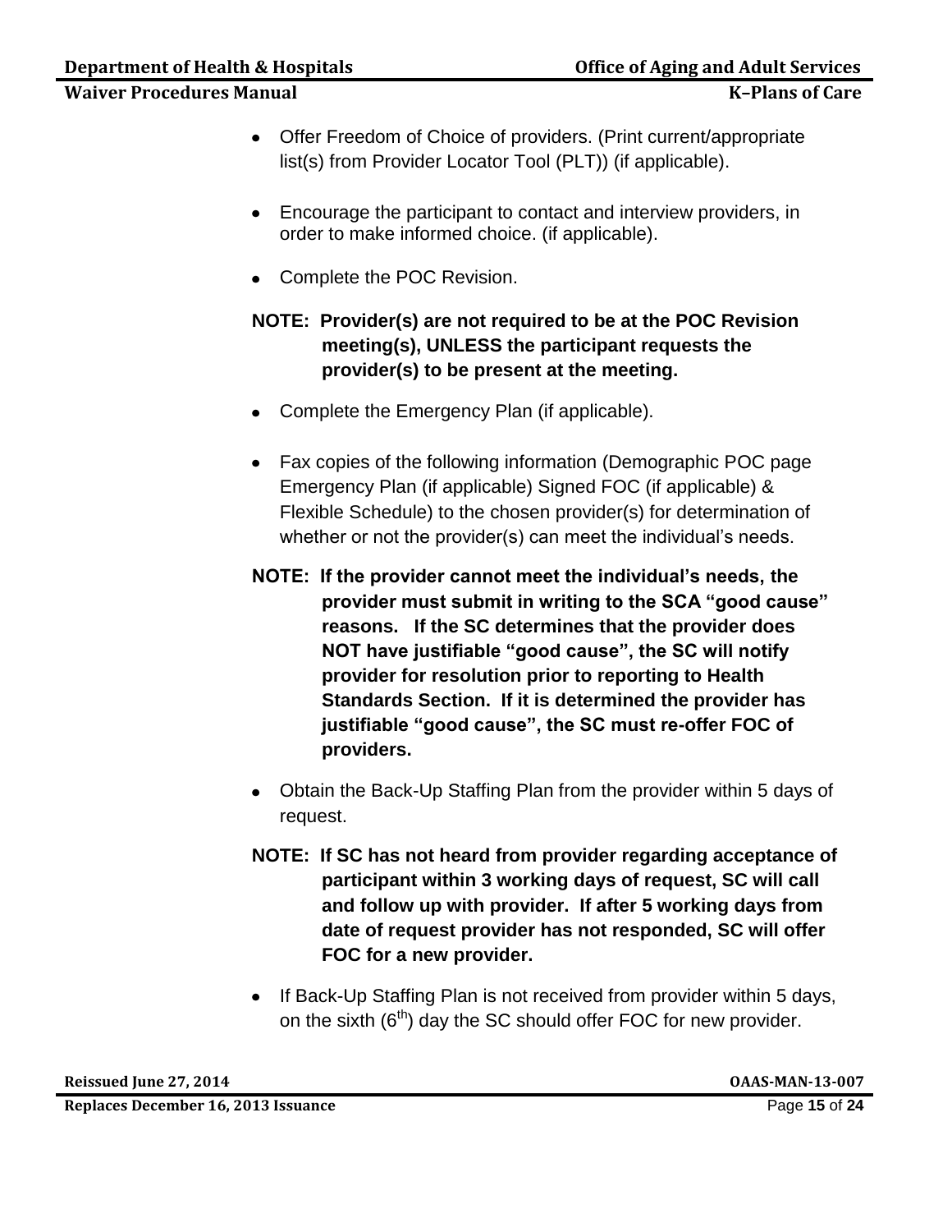- Offer Freedom of Choice of providers. (Print current/appropriate list(s) from Provider Locator Tool (PLT)) (if applicable).

- Encourage the participant to contact and interview providers, in order to make informed choice. (if applicable).

- Complete the POC Revision.

**NOTE: Provider(s) are not required to be at the POC Revision meeting(s), UNLESS the participant requests the provider(s) to be present at the meeting.**

- Complete the Emergency Plan (if applicable).

- Fax copies of the following information (Demographic POC page Emergency Plan (if applicable) Signed FOC (if applicable) & Flexible Schedule) to the chosen provider(s) for determination of whether or not the provider(s) can meet the individual's needs.

**NOTE: If the provider cannot meet the individual's needs, the provider must submit in writing to the SCA "good cause" reasons. If the SC determines that the provider does NOT have justifiable "good cause", the SC will notify provider for resolution prior to reporting to Health Standards Section. If it is determined the provider has justifiable "good cause", the SC must re-offer FOC of providers.**

- Obtain the Back-Up Staffing Plan from the provider within 5 days of request.

**NOTE: If SC has not heard from provider regarding acceptance of participant within 3 working days of request, SC will call and follow up with provider. If after 5 working days from date of request provider has not responded, SC will offer FOC for a new provider.**

- If Back-Up Staffing Plan is not received from provider within 5 days, on the sixth (6th) day the SC should offer FOC for new provider.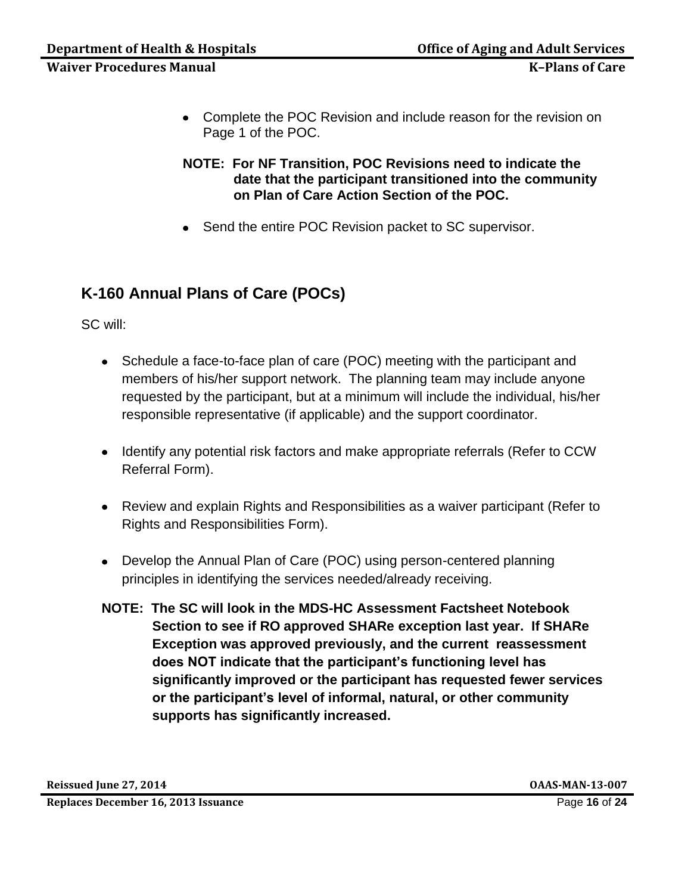- Complete the POC Revision and include reason for the revision on Page 1 of the POC.

**NOTE: For NF Transition, POC Revisions need to indicate the date that the participant transitioned into the community on Plan of Care Action Section of the POC.**

- Send the entire POC Revision packet to SC supervisor.

## K-160 Annual Plans of Care (POCs)

SC will:

- Schedule a face-to-face plan of care (POC) meeting with the participant and members of his/her support network. The planning team may include anyone requested by the participant, but at a minimum will include the individual, his/her responsible representative (if applicable) and the support coordinator.

- Identify any potential risk factors and make appropriate referrals (Refer to CCW Referral Form).

- Review and explain Rights and Responsibilities as a waiver participant (Refer to Rights and Responsibilities Form).

- Develop the Annual Plan of Care (POC) using person-centered planning principles in identifying the services needed/already receiving.

**NOTE: The SC will look in the MDS-HC Assessment Factsheet Notebook Section to see if RO approved SHARe exception last year. If SHARe Exception was approved previously, and the current reassessment does NOT indicate that the participant's functioning level has significantly improved or the participant has requested fewer services or the participant's level of informal, natural, or other community supports has significantly increased.**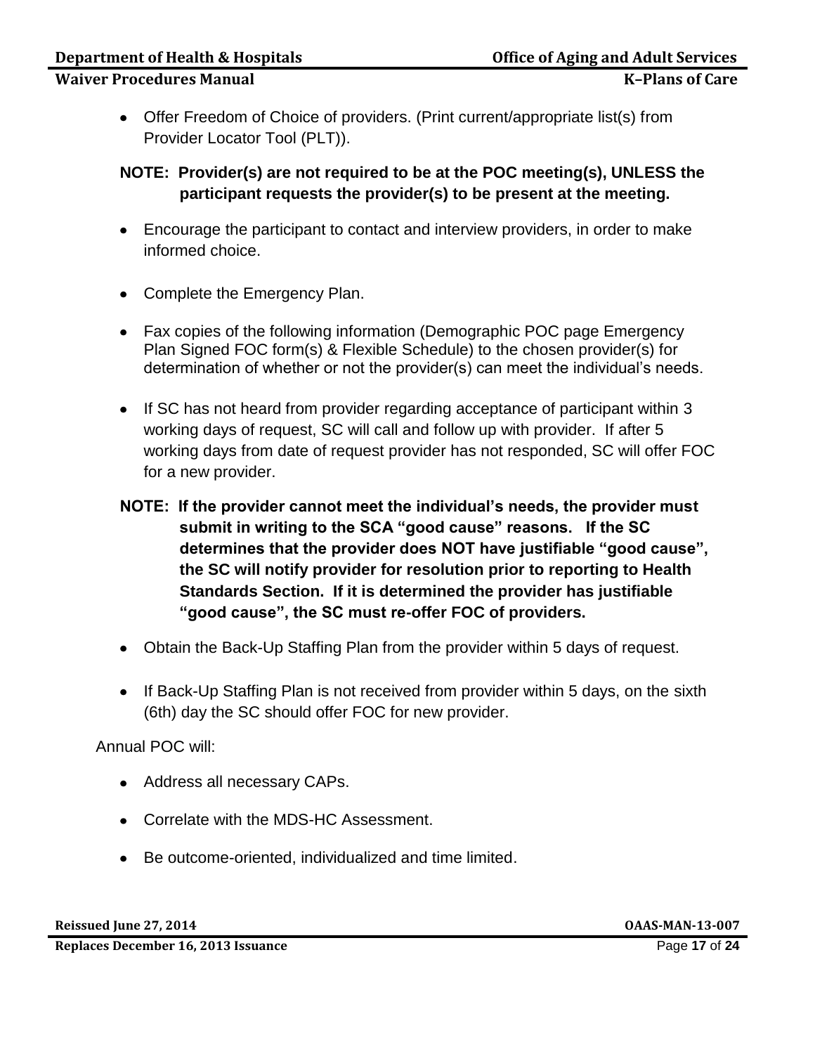- Offer Freedom of Choice of providers. (Print current/appropriate list(s) from Provider Locator Tool (PLT)).

**NOTE: Provider(s) are not required to be at the POC meeting(s), UNLESS the participant requests the provider(s) to be present at the meeting.**

- Encourage the participant to contact and interview providers, in order to make informed choice.

- Complete the Emergency Plan.

- Fax copies of the following information (Demographic POC page Emergency Plan Signed FOC form(s) & Flexible Schedule) to the chosen provider(s) for determination of whether or not the provider(s) can meet the individual's needs.

- If SC has not heard from provider regarding acceptance of participant within 3 working days of request, SC will call and follow up with provider. If after 5 working days from date of request provider has not responded, SC will offer FOC for a new provider.

**NOTE: If the provider cannot meet the individual's needs, the provider must submit in writing to the SCA "good cause" reasons. If the SC determines that the provider does NOT have justifiable "good cause", the SC will notify provider for resolution prior to reporting to Health Standards Section. If it is determined the provider has justifiable "good cause", the SC must re-offer FOC of providers.**

- Obtain the Back-Up Staffing Plan from the provider within 5 days of request.

- If Back-Up Staffing Plan is not received from provider within 5 days, on the sixth (6th) day the SC should offer FOC for new provider.

Annual POC will:

- Address all necessary CAPs.

- Correlate with the MDS-HC Assessment.

- Be outcome-oriented, individualized and time limited.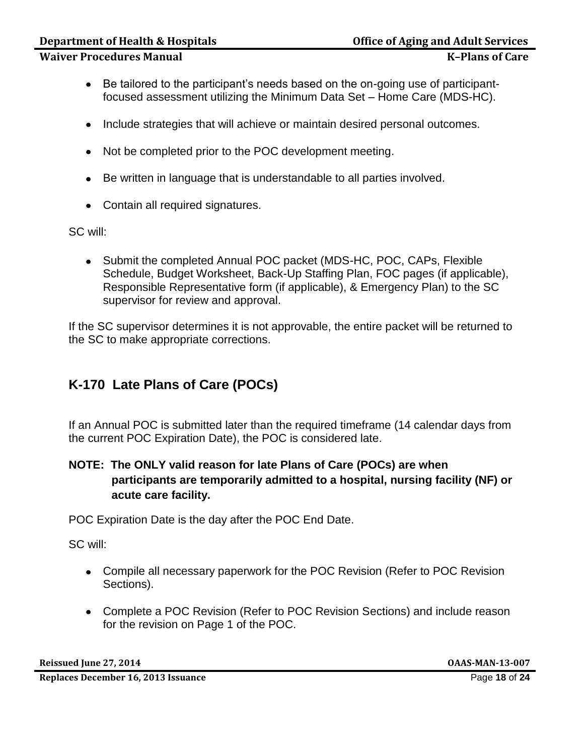- Be tailored to the participant's needs based on the on-going use of participant-focused assessment utilizing the Minimum Data Set – Home Care (MDS-HC).
- Include strategies that will achieve or maintain desired personal outcomes.
- Not be completed prior to the POC development meeting.
- Be written in language that is understandable to all parties involved.
- Contain all required signatures.

SC will:

- Submit the completed Annual POC packet (MDS-HC, POC, CAPs, Flexible Schedule, Budget Worksheet, Back-Up Staffing Plan, FOC pages (if applicable), Responsible Representative form (if applicable), & Emergency Plan) to the SC supervisor for review and approval.

If the SC supervisor determines it is not approvable, the entire packet will be returned to the SC to make appropriate corrections.

## K-170 Late Plans of Care (POCs)

If an Annual POC is submitted later than the required timeframe (14 calendar days from the current POC Expiration Date), the POC is considered late.

**NOTE: The ONLY valid reason for late Plans of Care (POCs) are when participants are temporarily admitted to a hospital, nursing facility (NF) or acute care facility.**

POC Expiration Date is the day after the POC End Date.

SC will:

- Compile all necessary paperwork for the POC Revision (Refer to POC Revision Sections).
- Complete a POC Revision (Refer to POC Revision Sections) and include reason for the revision on Page 1 of the POC.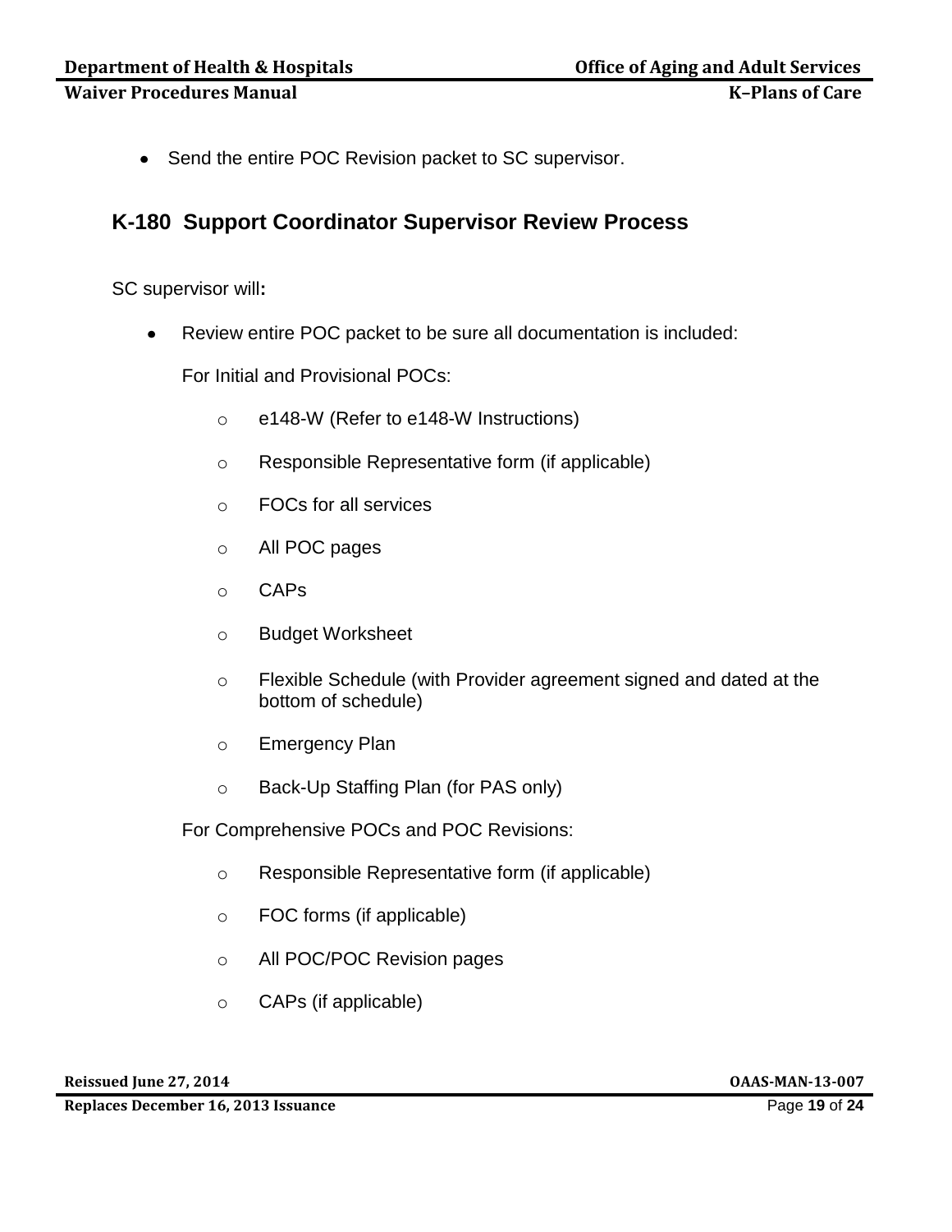- Send the entire POC Revision packet to SC supervisor.

## K-180 Support Coordinator Supervisor Review Process

SC supervisor will**:**

- Review entire POC packet to be sure all documentation is included:

  For Initial and Provisional POCs:

  - e148-W (Refer to e148-W Instructions)
  - Responsible Representative form (if applicable)
  - FOCs for all services
  - All POC pages
  - CAPs
  - Budget Worksheet
  - Flexible Schedule (with Provider agreement signed and dated at the bottom of schedule)
  - Emergency Plan
  - Back-Up Staffing Plan (for PAS only)

  For Comprehensive POCs and POC Revisions:

  - Responsible Representative form (if applicable)
  - FOC forms (if applicable)
  - All POC/POC Revision pages
  - CAPs (if applicable)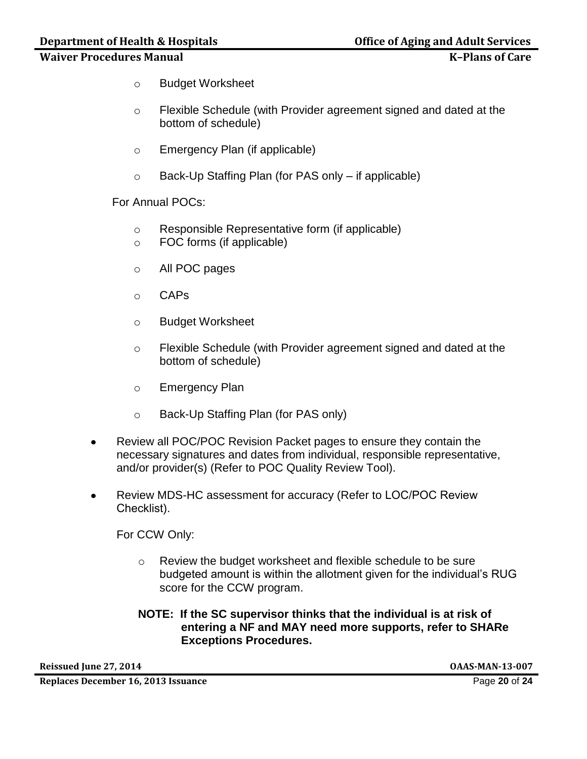- Budget Worksheet
- Flexible Schedule (with Provider agreement signed and dated at the bottom of schedule)
- Emergency Plan (if applicable)
- Back-Up Staffing Plan (for PAS only – if applicable)

For Annual POCs:

- Responsible Representative form (if applicable)
- FOC forms (if applicable)
- All POC pages
- CAPs
- Budget Worksheet
- Flexible Schedule (with Provider agreement signed and dated at the bottom of schedule)
- Emergency Plan
- Back-Up Staffing Plan (for PAS only)

- Review all POC/POC Revision Packet pages to ensure they contain the necessary signatures and dates from individual, responsible representative, and/or provider(s) (Refer to POC Quality Review Tool).
- Review MDS-HC assessment for accuracy (Refer to LOC/POC Review Checklist).

  For CCW Only:

  - Review the budget worksheet and flexible schedule to be sure budgeted amount is within the allotment given for the individual's RUG score for the CCW program.

  **NOTE: If the SC supervisor thinks that the individual is at risk of entering a NF and MAY need more supports, refer to SHARe Exceptions Procedures.**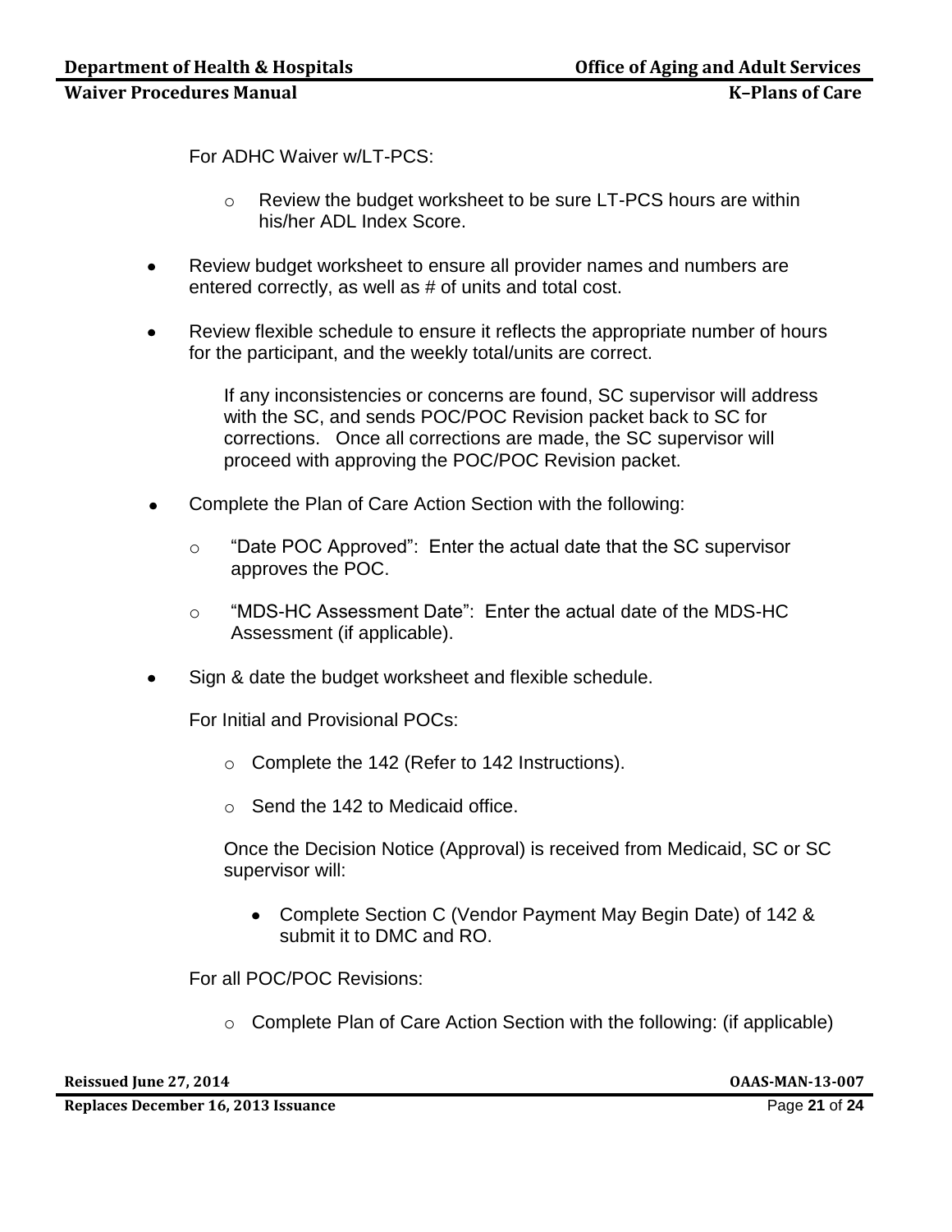For ADHC Waiver w/LT-PCS:

- Review the budget worksheet to be sure LT-PCS hours are within his/her ADL Index Score.

- Review budget worksheet to ensure all provider names and numbers are entered correctly, as well as # of units and total cost.

- Review flexible schedule to ensure it reflects the appropriate number of hours for the participant, and the weekly total/units are correct.

  If any inconsistencies or concerns are found, SC supervisor will address with the SC, and sends POC/POC Revision packet back to SC for corrections. Once all corrections are made, the SC supervisor will proceed with approving the POC/POC Revision packet.

- Complete the Plan of Care Action Section with the following:

  - "Date POC Approved": Enter the actual date that the SC supervisor approves the POC.

  - "MDS-HC Assessment Date": Enter the actual date of the MDS-HC Assessment (if applicable).

- Sign & date the budget worksheet and flexible schedule.

  For Initial and Provisional POCs:

  - Complete the 142 (Refer to 142 Instructions).

  - Send the 142 to Medicaid office.

  Once the Decision Notice (Approval) is received from Medicaid, SC or SC supervisor will:

  - Complete Section C (Vendor Payment May Begin Date) of 142 & submit it to DMC and RO.

  For all POC/POC Revisions:

  - Complete Plan of Care Action Section with the following: (if applicable)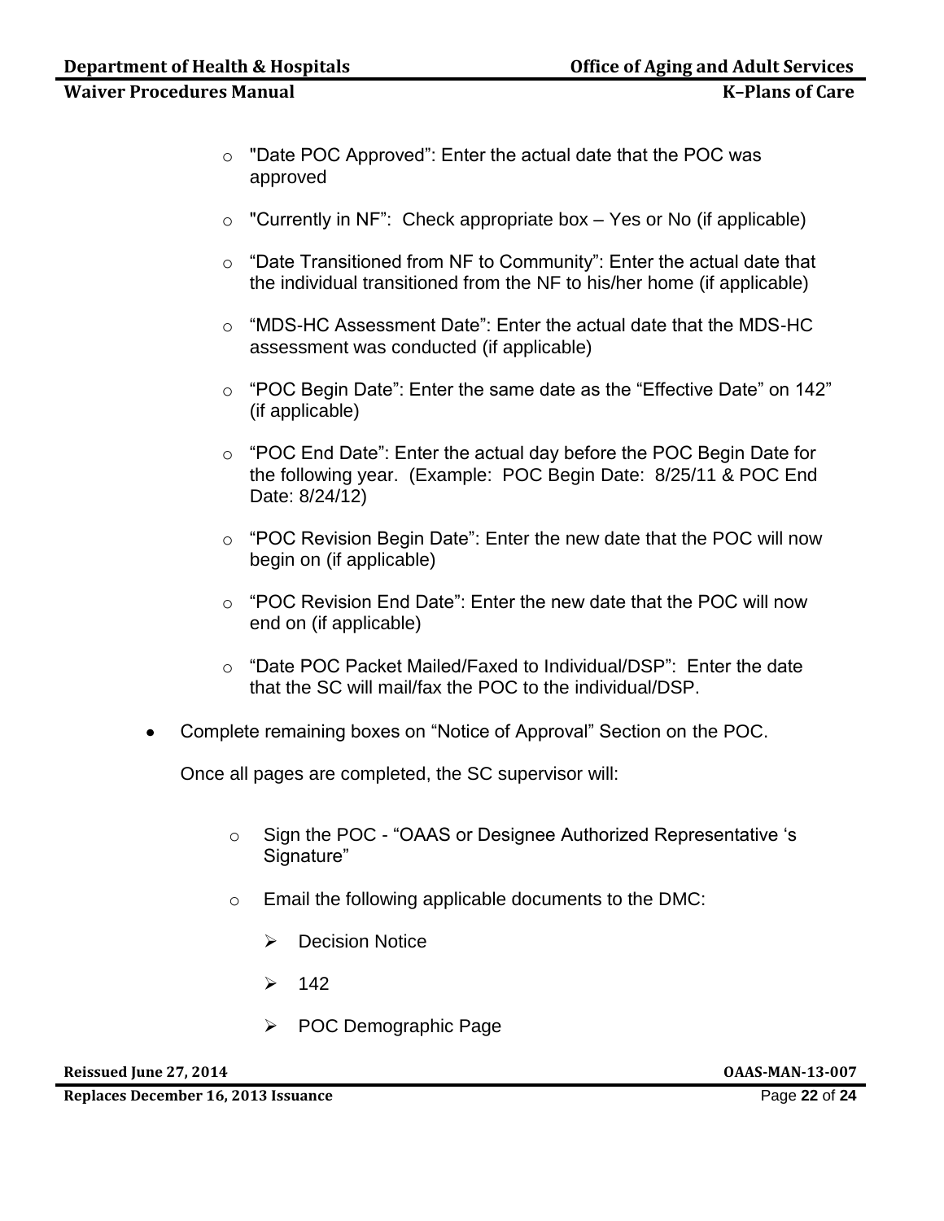- "Date POC Approved": Enter the actual date that the POC was approved
- "Currently in NF": Check appropriate box – Yes or No (if applicable)
- "Date Transitioned from NF to Community": Enter the actual date that the individual transitioned from the NF to his/her home (if applicable)
- "MDS-HC Assessment Date": Enter the actual date that the MDS-HC assessment was conducted (if applicable)
- "POC Begin Date": Enter the same date as the "Effective Date" on 142" (if applicable)
- "POC End Date": Enter the actual day before the POC Begin Date for the following year. (Example: POC Begin Date: 8/25/11 & POC End Date: 8/24/12)
- "POC Revision Begin Date": Enter the new date that the POC will now begin on (if applicable)
- "POC Revision End Date": Enter the new date that the POC will now end on (if applicable)
- "Date POC Packet Mailed/Faxed to Individual/DSP": Enter the date that the SC will mail/fax the POC to the individual/DSP.

- Complete remaining boxes on "Notice of Approval" Section on the POC.

  Once all pages are completed, the SC supervisor will:

  - Sign the POC - "OAAS or Designee Authorized Representative 's Signature"
  - Email the following applicable documents to the DMC:
    - Decision Notice
    - 142
    - POC Demographic Page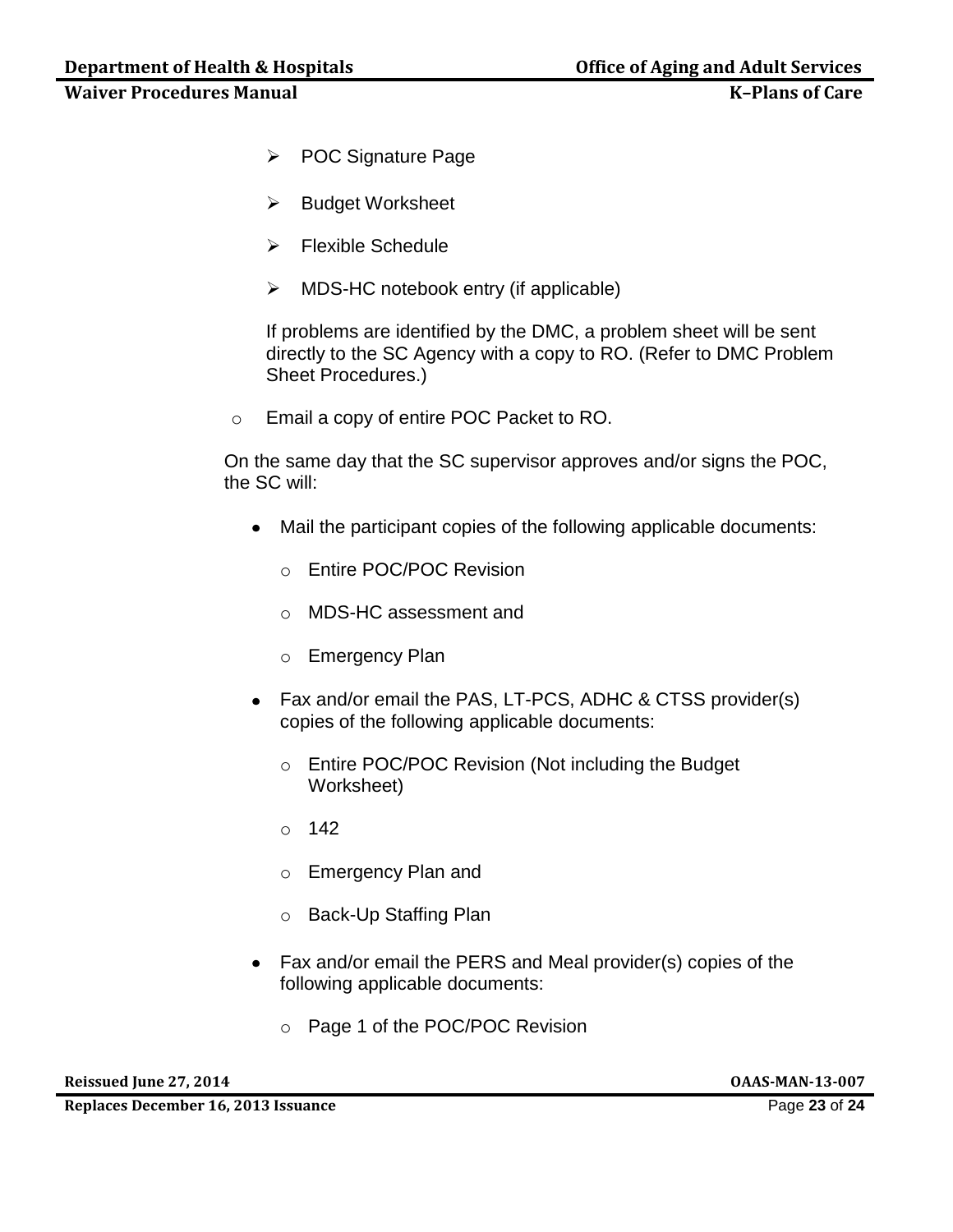- POC Signature Page
- Budget Worksheet
- Flexible Schedule
- MDS-HC notebook entry (if applicable)

  If problems are identified by the DMC, a problem sheet will be sent directly to the SC Agency with a copy to RO. (Refer to DMC Problem Sheet Procedures.)

- Email a copy of entire POC Packet to RO.

On the same day that the SC supervisor approves and/or signs the POC, the SC will:

- Mail the participant copies of the following applicable documents:
  - Entire POC/POC Revision
  - MDS-HC assessment and
  - Emergency Plan
- Fax and/or email the PAS, LT-PCS, ADHC & CTSS provider(s) copies of the following applicable documents:
  - Entire POC/POC Revision (Not including the Budget Worksheet)
  - 142
  - Emergency Plan and
  - Back-Up Staffing Plan
- Fax and/or email the PERS and Meal provider(s) copies of the following applicable documents:
  - Page 1 of the POC/POC Revision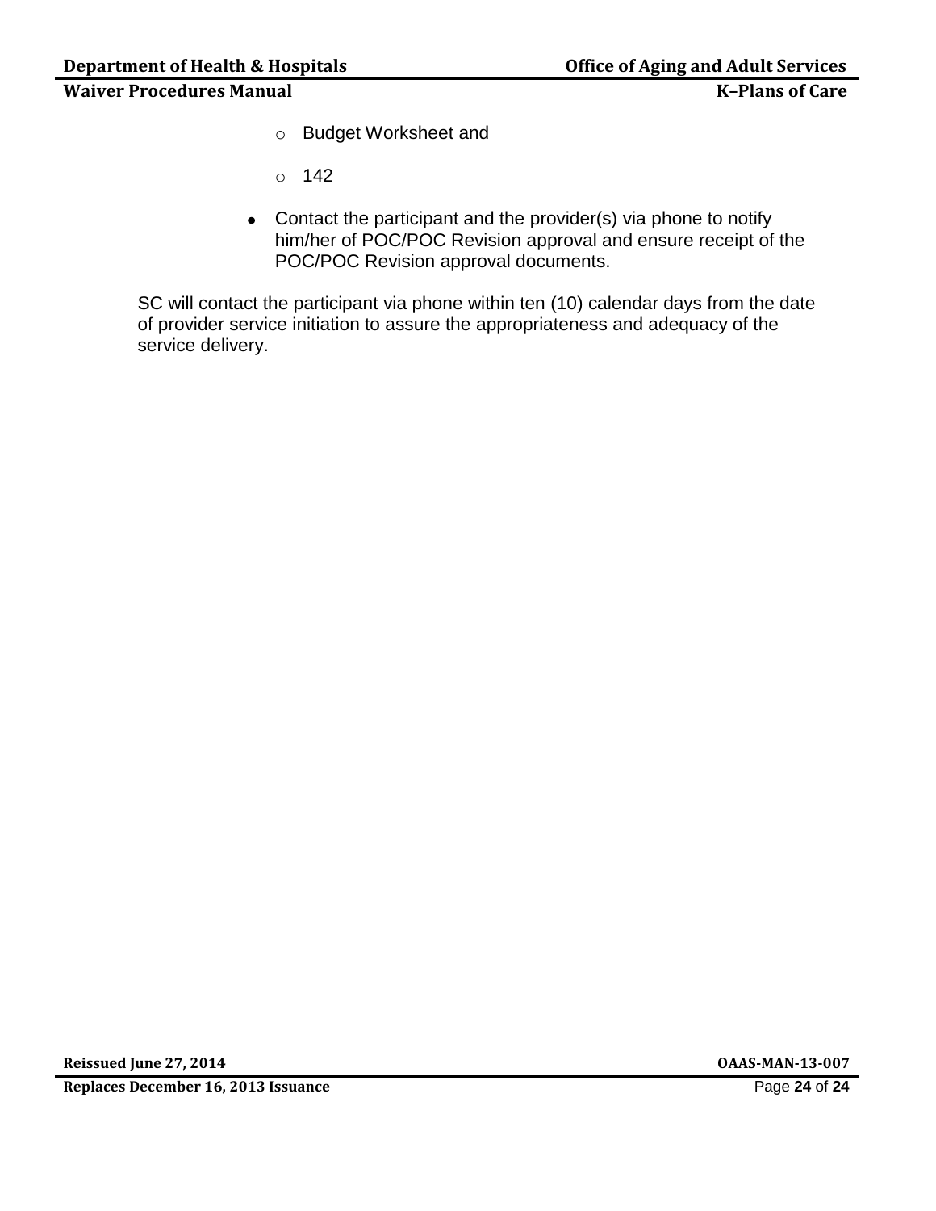- Budget Worksheet and

   - 142

- Contact the participant and the provider(s) via phone to notify him/her of POC/POC Revision approval and ensure receipt of the POC/POC Revision approval documents.

SC will contact the participant via phone within ten (10) calendar days from the date of provider service initiation to assure the appropriateness and adequacy of the service delivery.